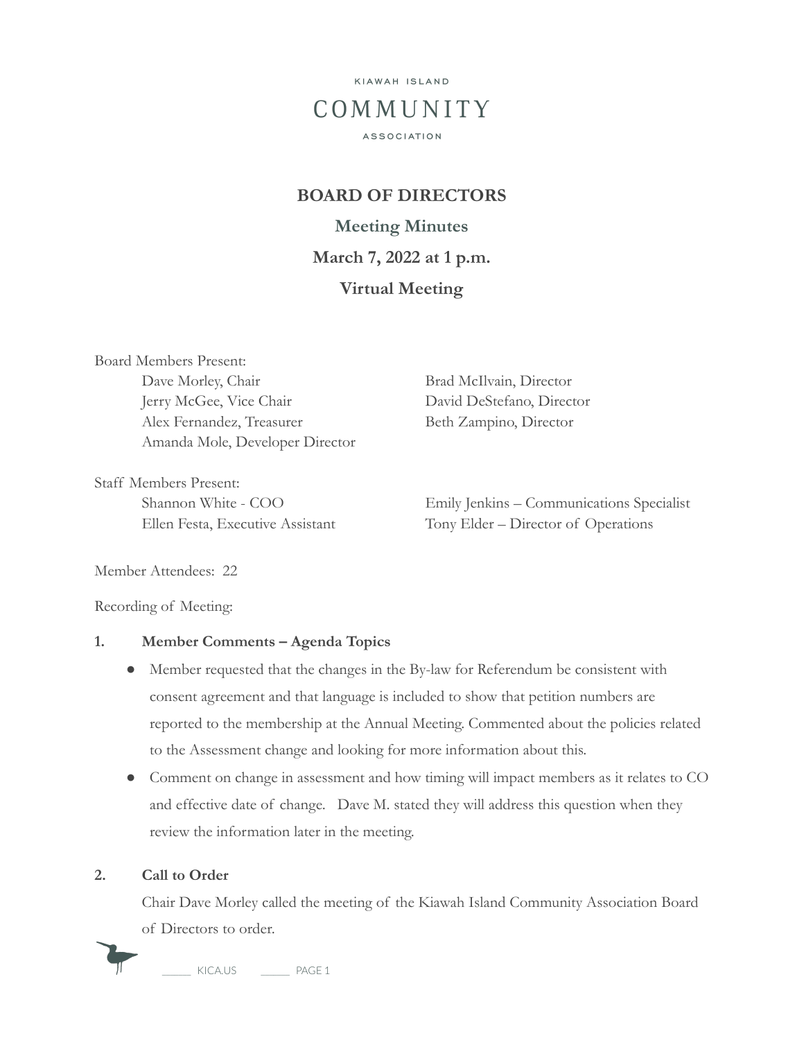KIAWAH ISLAND

COMMUNITY

ASSOCIATION

# BOARD OF DIRECTORS

## Meeting Minutes

## March 7, 2022 at 1 p.m.

## Virtual Meeting

Board Members Present:

- Dave Morley, Chair
- Jerry McGee, Vice Chair
- Alex Fernandez, Treasurer
- Amanda Mole, Developer Director
- Brad McIlvain, Director
- David DeStefano, Director
- Beth Zampino, Director

Staff Members Present:

- Shannon White - COO
- Ellen Festa, Executive Assistant
- Emily Jenkins – Communications Specialist
- Tony Elder – Director of Operations

Member Attendees: 22

Recording of Meeting:

**1. Member Comments – Agenda Topics**

- Member requested that the changes in the By-law for Referendum be consistent with consent agreement and that language is included to show that petition numbers are reported to the membership at the Annual Meeting. Commented about the policies related to the Assessment change and looking for more information about this.
- Comment on change in assessment and how timing will impact members as it relates to CO and effective date of change. Dave M. stated they will address this question when they review the information later in the meeting.

**2. Call to Order**

Chair Dave Morley called the meeting of the Kiawah Island Community Association Board of Directors to order.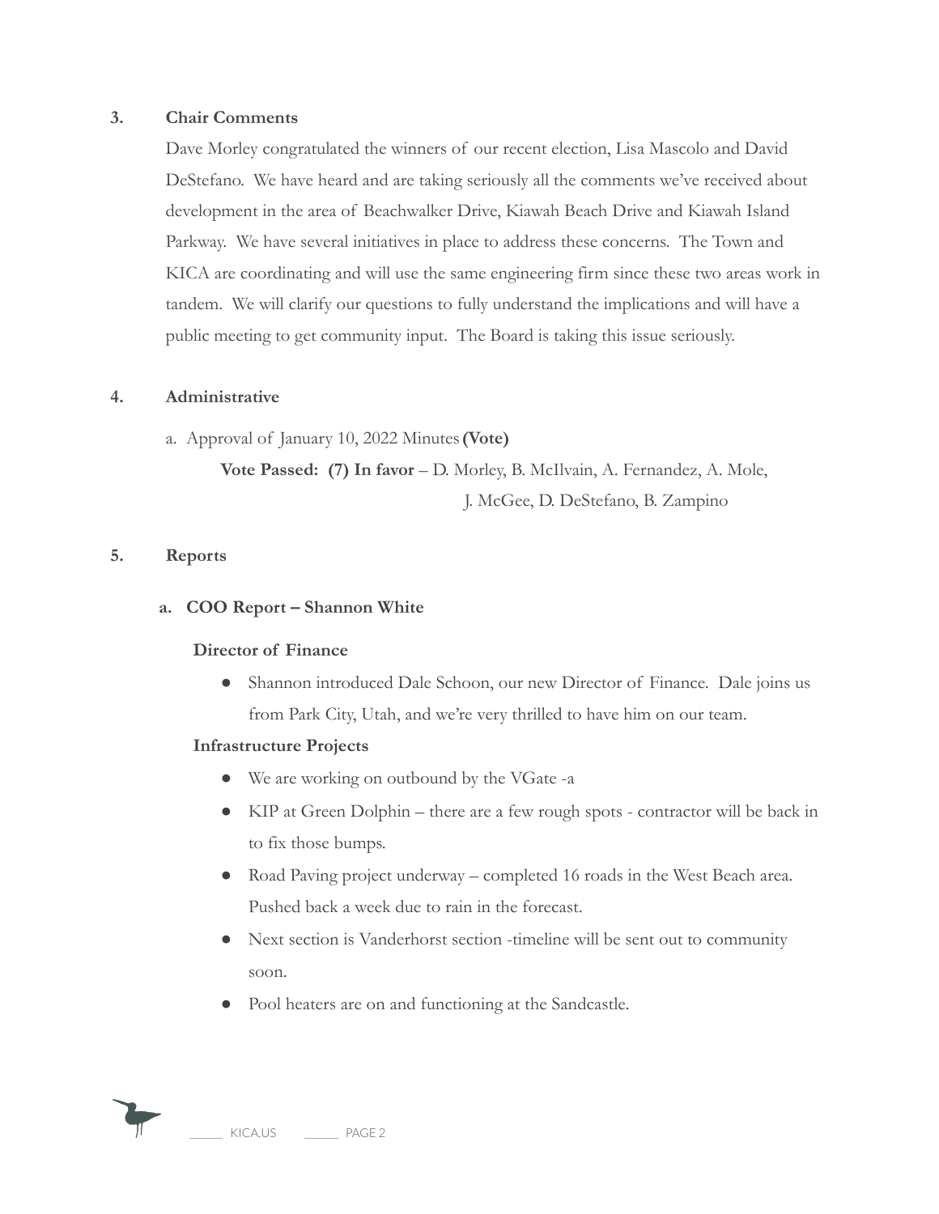### 3. Chair Comments

Dave Morley congratulated the winners of our recent election, Lisa Mascolo and David DeStefano. We have heard and are taking seriously all the comments we've received about development in the area of Beachwalker Drive, Kiawah Beach Drive and Kiawah Island Parkway. We have several initiatives in place to address these concerns. The Town and KICA are coordinating and will use the same engineering firm since these two areas work in tandem. We will clarify our questions to fully understand the implications and will have a public meeting to get community input. The Board is taking this issue seriously.

### 4. Administrative

a. Approval of January 10, 2022 Minutes **(Vote)**

**Vote Passed: (7) In favor** – D. Morley, B. McIlvain, A. Fernandez, A. Mole, J. McGee, D. DeStefano, B. Zampino

### 5. Reports

**a. COO Report – Shannon White**

**Director of Finance**

- Shannon introduced Dale Schoon, our new Director of Finance. Dale joins us from Park City, Utah, and we're very thrilled to have him on our team.

**Infrastructure Projects**

- We are working on outbound by the VGate -a
- KIP at Green Dolphin – there are a few rough spots - contractor will be back in to fix those bumps.
- Road Paving project underway – completed 16 roads in the West Beach area. Pushed back a week due to rain in the forecast.
- Next section is Vanderhorst section -timeline will be sent out to community soon.
- Pool heaters are on and functioning at the Sandcastle.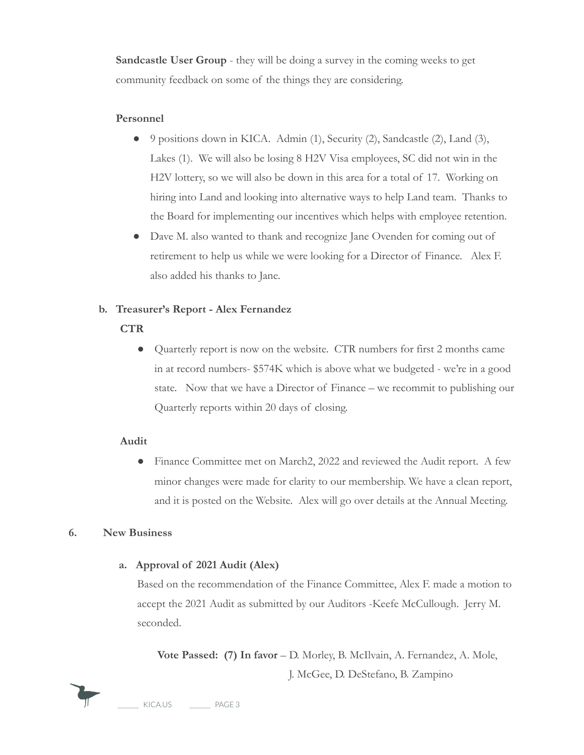**Sandcastle User Group** - they will be doing a survey in the coming weeks to get community feedback on some of the things they are considering.

**Personnel**

- 9 positions down in KICA. Admin (1), Security (2), Sandcastle (2), Land (3), Lakes (1). We will also be losing 8 H2V Visa employees, SC did not win in the H2V lottery, so we will also be down in this area for a total of 17. Working on hiring into Land and looking into alternative ways to help Land team. Thanks to the Board for implementing our incentives which helps with employee retention.
- Dave M. also wanted to thank and recognize Jane Ovenden for coming out of retirement to help us while we were looking for a Director of Finance. Alex F. also added his thanks to Jane.

**b. Treasurer's Report - Alex Fernandez**

**CTR**

- Quarterly report is now on the website. CTR numbers for first 2 months came in at record numbers- $574K which is above what we budgeted - we're in a good state. Now that we have a Director of Finance – we recommit to publishing our Quarterly reports within 20 days of closing.

**Audit**

- Finance Committee met on March2, 2022 and reviewed the Audit report. A few minor changes were made for clarity to our membership. We have a clean report, and it is posted on the Website. Alex will go over details at the Annual Meeting.

**6. New Business**

**a. Approval of 2021 Audit (Alex)**

Based on the recommendation of the Finance Committee, Alex F. made a motion to accept the 2021 Audit as submitted by our Auditors -Keefe McCullough. Jerry M. seconded.

**Vote Passed: (7) In favor** – D. Morley, B. McIlvain, A. Fernandez, A. Mole, J. McGee, D. DeStefano, B. Zampino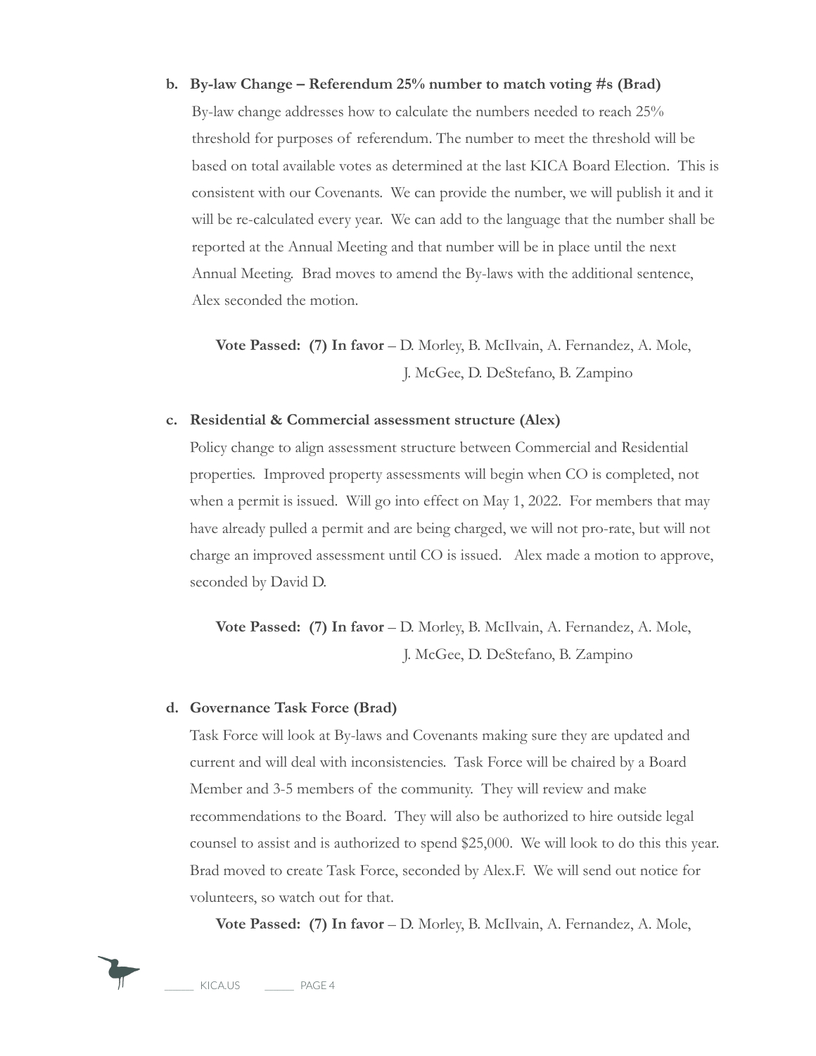**b. By-law Change – Referendum 25% number to match voting #s (Brad)**

By-law change addresses how to calculate the numbers needed to reach 25% threshold for purposes of referendum. The number to meet the threshold will be based on total available votes as determined at the last KICA Board Election. This is consistent with our Covenants. We can provide the number, we will publish it and it will be re-calculated every year. We can add to the language that the number shall be reported at the Annual Meeting and that number will be in place until the next Annual Meeting. Brad moves to amend the By-laws with the additional sentence, Alex seconded the motion.

**Vote Passed: (7) In favor** – D. Morley, B. McIlvain, A. Fernandez, A. Mole, J. McGee, D. DeStefano, B. Zampino

**c. Residential & Commercial assessment structure (Alex)**

Policy change to align assessment structure between Commercial and Residential properties. Improved property assessments will begin when CO is completed, not when a permit is issued. Will go into effect on May 1, 2022. For members that may have already pulled a permit and are being charged, we will not pro-rate, but will not charge an improved assessment until CO is issued. Alex made a motion to approve, seconded by David D.

**Vote Passed: (7) In favor** – D. Morley, B. McIlvain, A. Fernandez, A. Mole, J. McGee, D. DeStefano, B. Zampino

**d. Governance Task Force (Brad)**

Task Force will look at By-laws and Covenants making sure they are updated and current and will deal with inconsistencies. Task Force will be chaired by a Board Member and 3-5 members of the community. They will review and make recommendations to the Board. They will also be authorized to hire outside legal counsel to assist and is authorized to spend $25,000. We will look to do this this year. Brad moved to create Task Force, seconded by Alex.F. We will send out notice for volunteers, so watch out for that.

**Vote Passed: (7) In favor** – D. Morley, B. McIlvain, A. Fernandez, A. Mole,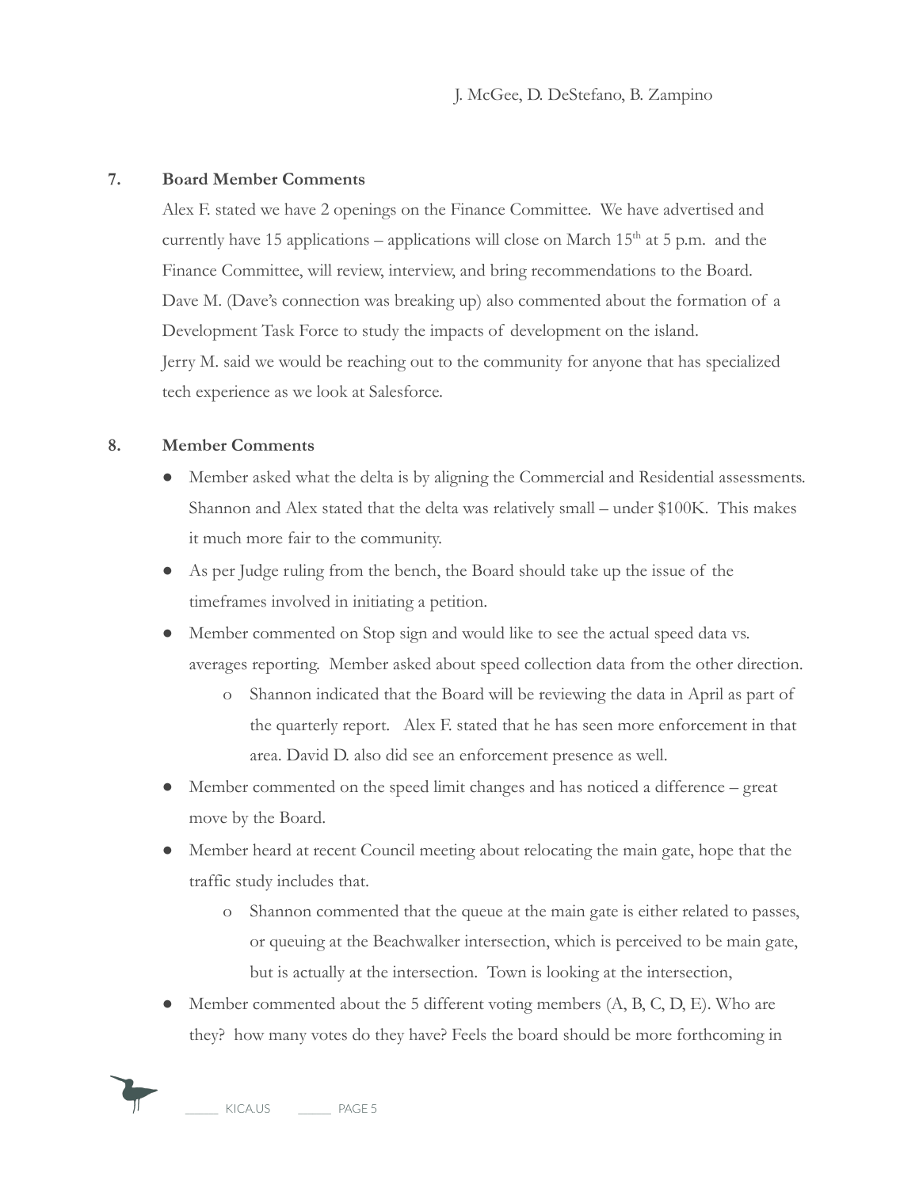J. McGee, D. DeStefano, B. Zampino

## 7. Board Member Comments

Alex F. stated we have 2 openings on the Finance Committee. We have advertised and currently have 15 applications – applications will close on March 15th at 5 p.m. and the Finance Committee, will review, interview, and bring recommendations to the Board.
Dave M. (Dave's connection was breaking up) also commented about the formation of a Development Task Force to study the impacts of development on the island.
Jerry M. said we would be reaching out to the community for anyone that has specialized tech experience as we look at Salesforce.

## 8. Member Comments

- Member asked what the delta is by aligning the Commercial and Residential assessments. Shannon and Alex stated that the delta was relatively small – under $100K. This makes it much more fair to the community.
- As per Judge ruling from the bench, the Board should take up the issue of the timeframes involved in initiating a petition.
- Member commented on Stop sign and would like to see the actual speed data vs. averages reporting. Member asked about speed collection data from the other direction.
    - Shannon indicated that the Board will be reviewing the data in April as part of the quarterly report. Alex F. stated that he has seen more enforcement in that area. David D. also did see an enforcement presence as well.
- Member commented on the speed limit changes and has noticed a difference – great move by the Board.
- Member heard at recent Council meeting about relocating the main gate, hope that the traffic study includes that.
    - Shannon commented that the queue at the main gate is either related to passes, or queuing at the Beachwalker intersection, which is perceived to be main gate, but is actually at the intersection. Town is looking at the intersection,
- Member commented about the 5 different voting members (A, B, C, D, E). Who are they? how many votes do they have? Feels the board should be more forthcoming in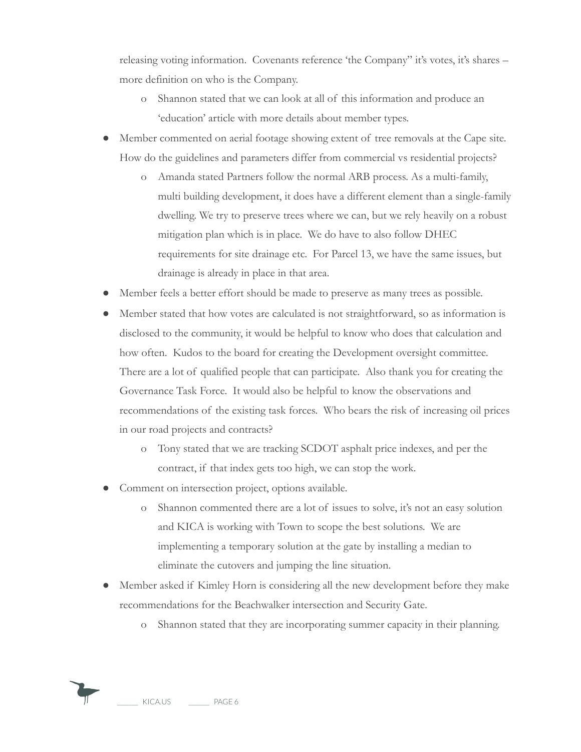releasing voting information. Covenants reference 'the Company" it's votes, it's shares – more definition on who is the Company.

  - Shannon stated that we can look at all of this information and produce an 'education' article with more details about member types.

- Member commented on aerial footage showing extent of tree removals at the Cape site. How do the guidelines and parameters differ from commercial vs residential projects?
  - Amanda stated Partners follow the normal ARB process. As a multi-family, multi building development, it does have a different element than a single-family dwelling. We try to preserve trees where we can, but we rely heavily on a robust mitigation plan which is in place. We do have to also follow DHEC requirements for site drainage etc. For Parcel 13, we have the same issues, but drainage is already in place in that area.
- Member feels a better effort should be made to preserve as many trees as possible.
- Member stated that how votes are calculated is not straightforward, so as information is disclosed to the community, it would be helpful to know who does that calculation and how often. Kudos to the board for creating the Development oversight committee. There are a lot of qualified people that can participate. Also thank you for creating the Governance Task Force. It would also be helpful to know the observations and recommendations of the existing task forces. Who bears the risk of increasing oil prices in our road projects and contracts?
  - Tony stated that we are tracking SCDOT asphalt price indexes, and per the contract, if that index gets too high, we can stop the work.
- Comment on intersection project, options available.
  - Shannon commented there are a lot of issues to solve, it's not an easy solution and KICA is working with Town to scope the best solutions. We are implementing a temporary solution at the gate by installing a median to eliminate the cutovers and jumping the line situation.
- Member asked if Kimley Horn is considering all the new development before they make recommendations for the Beachwalker intersection and Security Gate.
  - Shannon stated that they are incorporating summer capacity in their planning.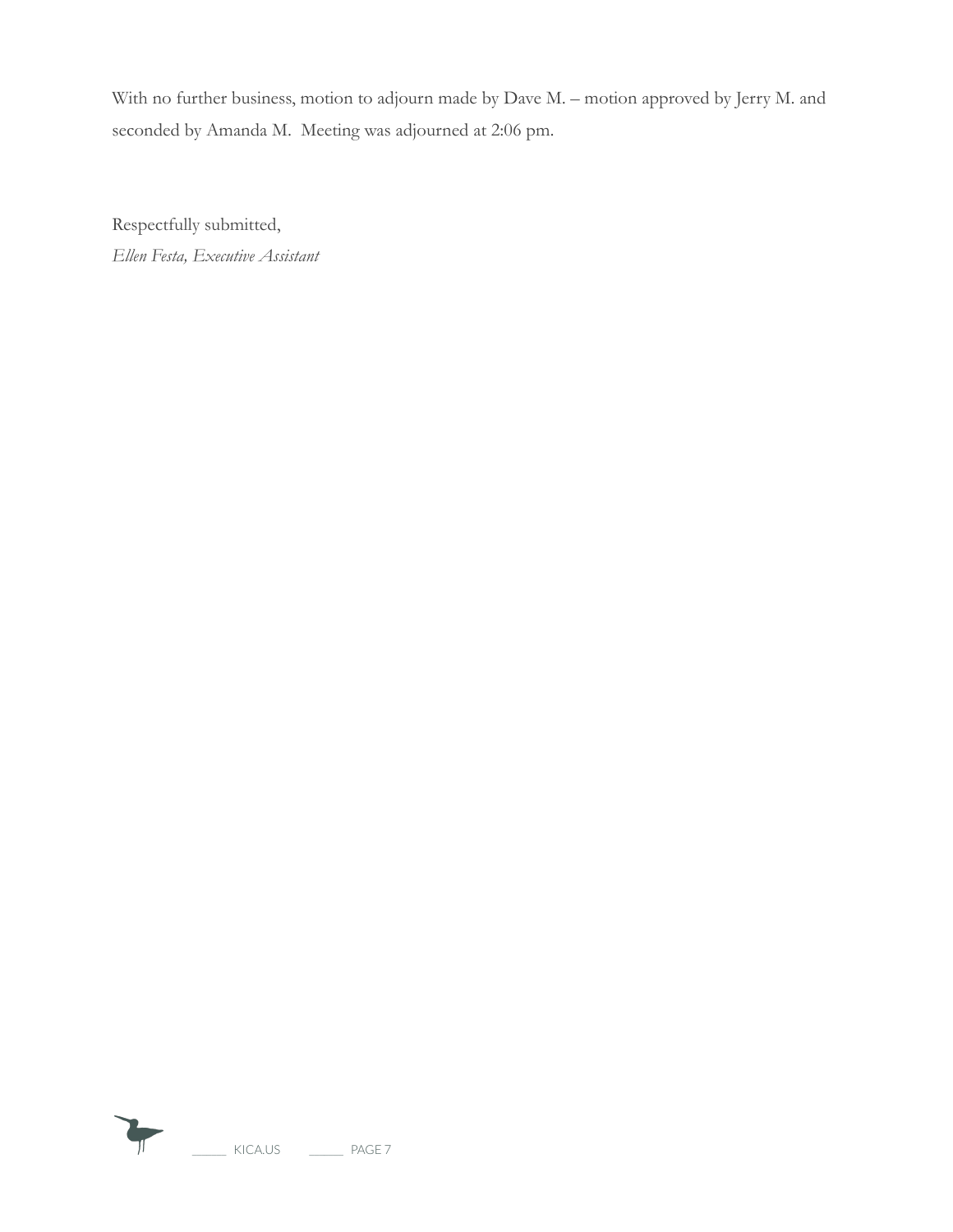With no further business, motion to adjourn made by Dave M. – motion approved by Jerry M. and seconded by Amanda M. Meeting was adjourned at 2:06 pm.

Respectfully submitted,
*Ellen Festa, Executive Assistant*